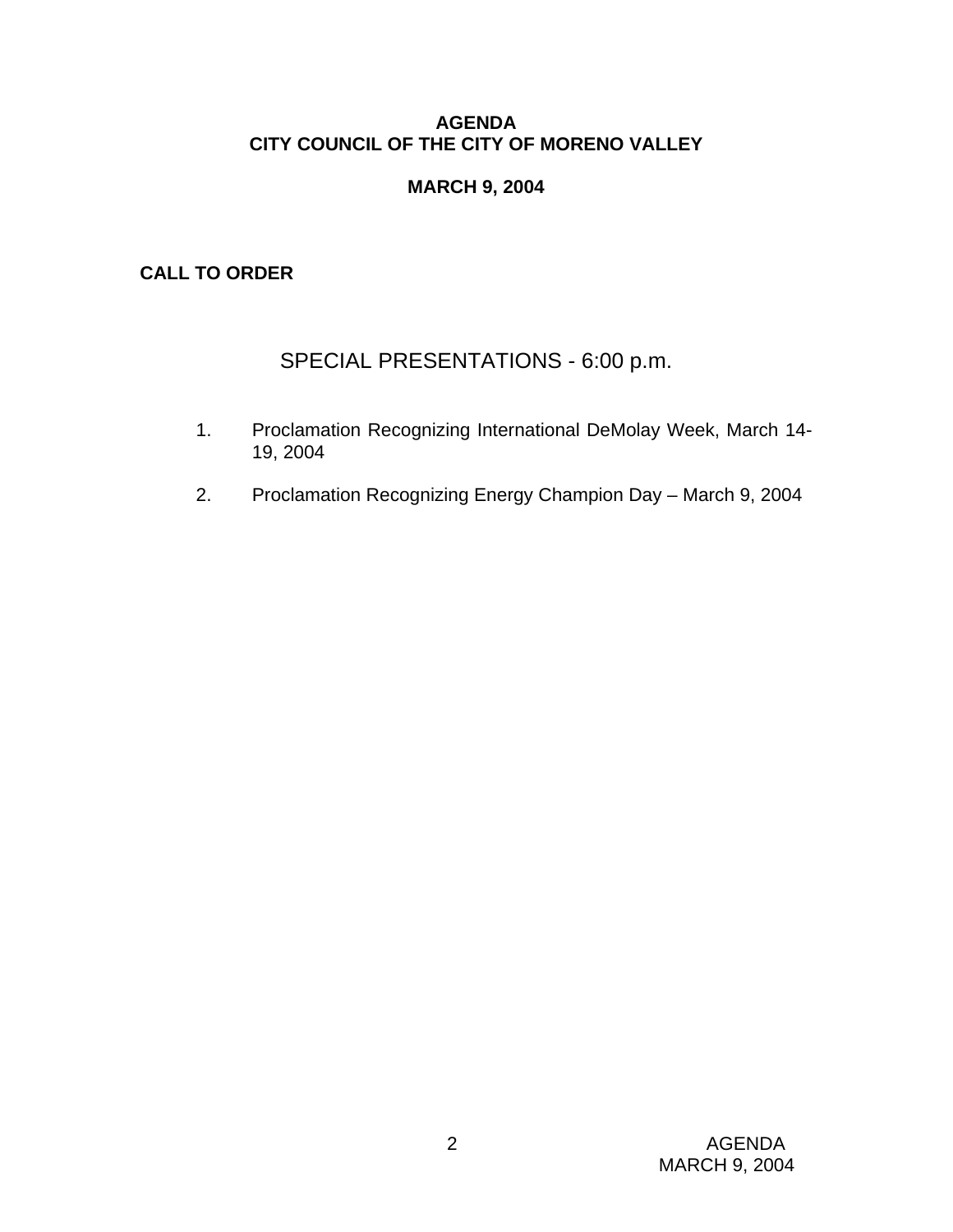# AGENDA
# CITY COUNCIL OF THE CITY OF MORENO VALLEY

## MARCH 9, 2004

**CALL TO ORDER**

## SPECIAL PRESENTATIONS - 6:00 p.m.

1. Proclamation Recognizing International DeMolay Week, March 14-19, 2004

2. Proclamation Recognizing Energy Champion Day – March 9, 2004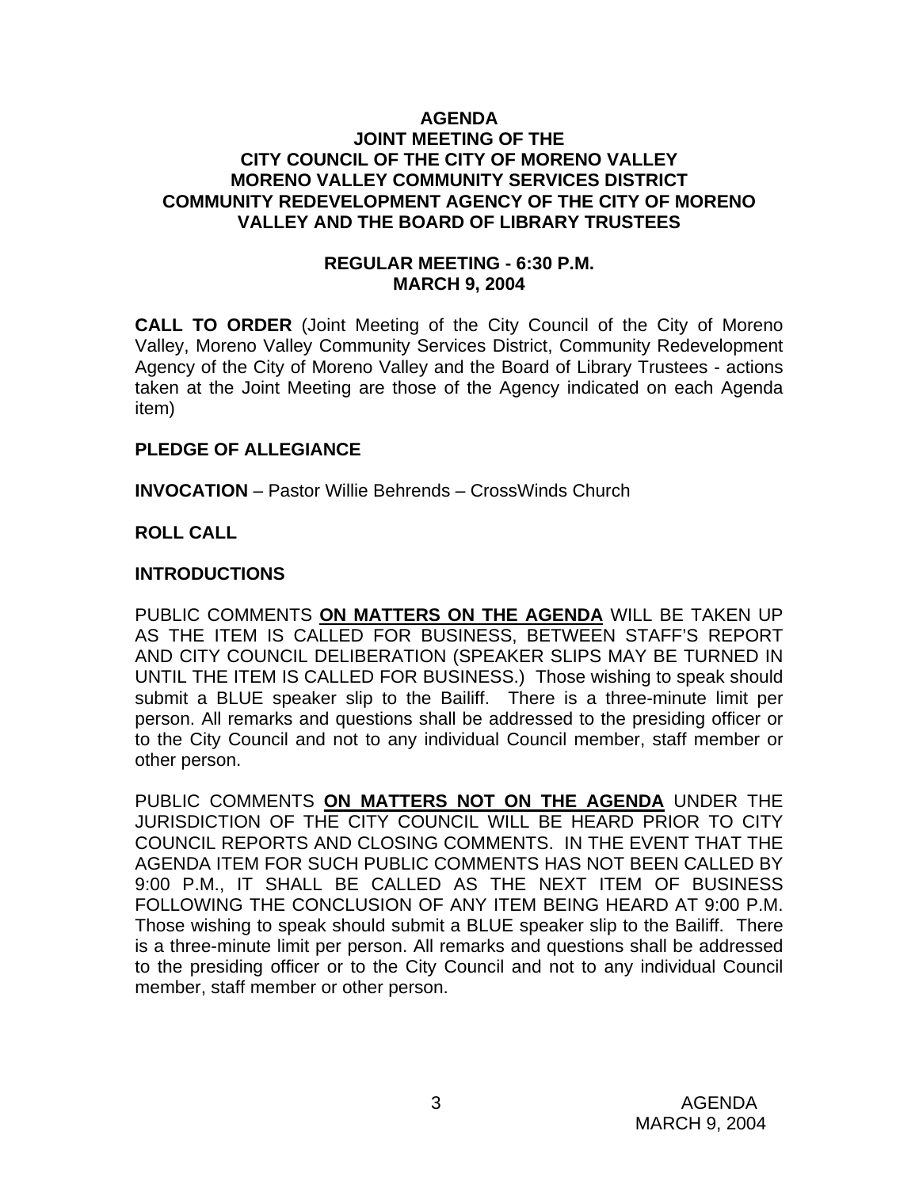# AGENDA
## JOINT MEETING OF THE CITY COUNCIL OF THE CITY OF MORENO VALLEY MORENO VALLEY COMMUNITY SERVICES DISTRICT COMMUNITY REDEVELOPMENT AGENCY OF THE CITY OF MORENO VALLEY AND THE BOARD OF LIBRARY TRUSTEES

### REGULAR MEETING - 6:30 P.M.
### MARCH 9, 2004

**CALL TO ORDER** (Joint Meeting of the City Council of the City of Moreno Valley, Moreno Valley Community Services District, Community Redevelopment Agency of the City of Moreno Valley and the Board of Library Trustees - actions taken at the Joint Meeting are those of the Agency indicated on each Agenda item)

**PLEDGE OF ALLEGIANCE**

**INVOCATION** – Pastor Willie Behrends – CrossWinds Church

**ROLL CALL**

**INTRODUCTIONS**

PUBLIC COMMENTS **ON MATTERS ON THE AGENDA** WILL BE TAKEN UP AS THE ITEM IS CALLED FOR BUSINESS, BETWEEN STAFF'S REPORT AND CITY COUNCIL DELIBERATION (SPEAKER SLIPS MAY BE TURNED IN UNTIL THE ITEM IS CALLED FOR BUSINESS.) Those wishing to speak should submit a BLUE speaker slip to the Bailiff. There is a three-minute limit per person. All remarks and questions shall be addressed to the presiding officer or to the City Council and not to any individual Council member, staff member or other person.

PUBLIC COMMENTS **ON MATTERS NOT ON THE AGENDA** UNDER THE JURISDICTION OF THE CITY COUNCIL WILL BE HEARD PRIOR TO CITY COUNCIL REPORTS AND CLOSING COMMENTS. IN THE EVENT THAT THE AGENDA ITEM FOR SUCH PUBLIC COMMENTS HAS NOT BEEN CALLED BY 9:00 P.M., IT SHALL BE CALLED AS THE NEXT ITEM OF BUSINESS FOLLOWING THE CONCLUSION OF ANY ITEM BEING HEARD AT 9:00 P.M. Those wishing to speak should submit a BLUE speaker slip to the Bailiff. There is a three-minute limit per person. All remarks and questions shall be addressed to the presiding officer or to the City Council and not to any individual Council member, staff member or other person.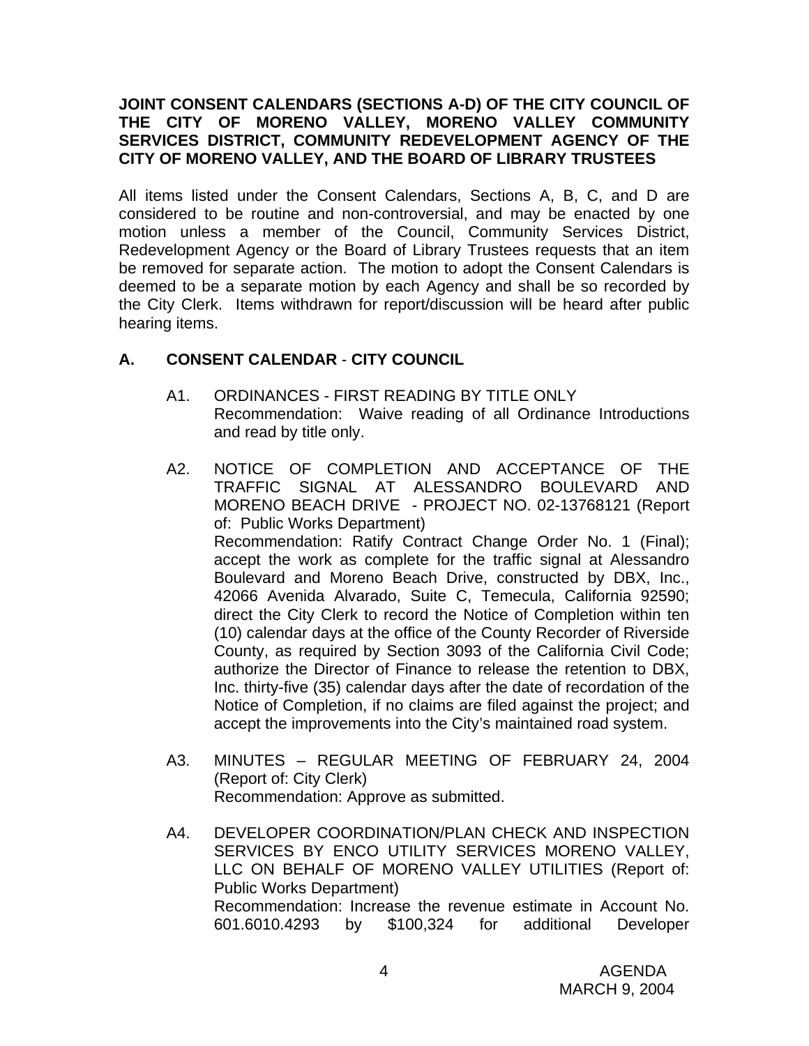**JOINT CONSENT CALENDARS (SECTIONS A-D) OF THE CITY COUNCIL OF THE CITY OF MORENO VALLEY, MORENO VALLEY COMMUNITY SERVICES DISTRICT, COMMUNITY REDEVELOPMENT AGENCY OF THE CITY OF MORENO VALLEY, AND THE BOARD OF LIBRARY TRUSTEES**

All items listed under the Consent Calendars, Sections A, B, C, and D are considered to be routine and non-controversial, and may be enacted by one motion unless a member of the Council, Community Services District, Redevelopment Agency or the Board of Library Trustees requests that an item be removed for separate action. The motion to adopt the Consent Calendars is deemed to be a separate motion by each Agency and shall be so recorded by the City Clerk. Items withdrawn for report/discussion will be heard after public hearing items.

## A. CONSENT CALENDAR - CITY COUNCIL

A1. ORDINANCES - FIRST READING BY TITLE ONLY
Recommendation: Waive reading of all Ordinance Introductions and read by title only.

A2. NOTICE OF COMPLETION AND ACCEPTANCE OF THE TRAFFIC SIGNAL AT ALESSANDRO BOULEVARD AND MORENO BEACH DRIVE - PROJECT NO. 02-13768121 (Report of: Public Works Department)
Recommendation: Ratify Contract Change Order No. 1 (Final); accept the work as complete for the traffic signal at Alessandro Boulevard and Moreno Beach Drive, constructed by DBX, Inc., 42066 Avenida Alvarado, Suite C, Temecula, California 92590; direct the City Clerk to record the Notice of Completion within ten (10) calendar days at the office of the County Recorder of Riverside County, as required by Section 3093 of the California Civil Code; authorize the Director of Finance to release the retention to DBX, Inc. thirty-five (35) calendar days after the date of recordation of the Notice of Completion, if no claims are filed against the project; and accept the improvements into the City's maintained road system.

A3. MINUTES – REGULAR MEETING OF FEBRUARY 24, 2004 (Report of: City Clerk)
Recommendation: Approve as submitted.

A4. DEVELOPER COORDINATION/PLAN CHECK AND INSPECTION SERVICES BY ENCO UTILITY SERVICES MORENO VALLEY, LLC ON BEHALF OF MORENO VALLEY UTILITIES (Report of: Public Works Department)
Recommendation: Increase the revenue estimate in Account No. 601.6010.4293 by $100,324 for additional Developer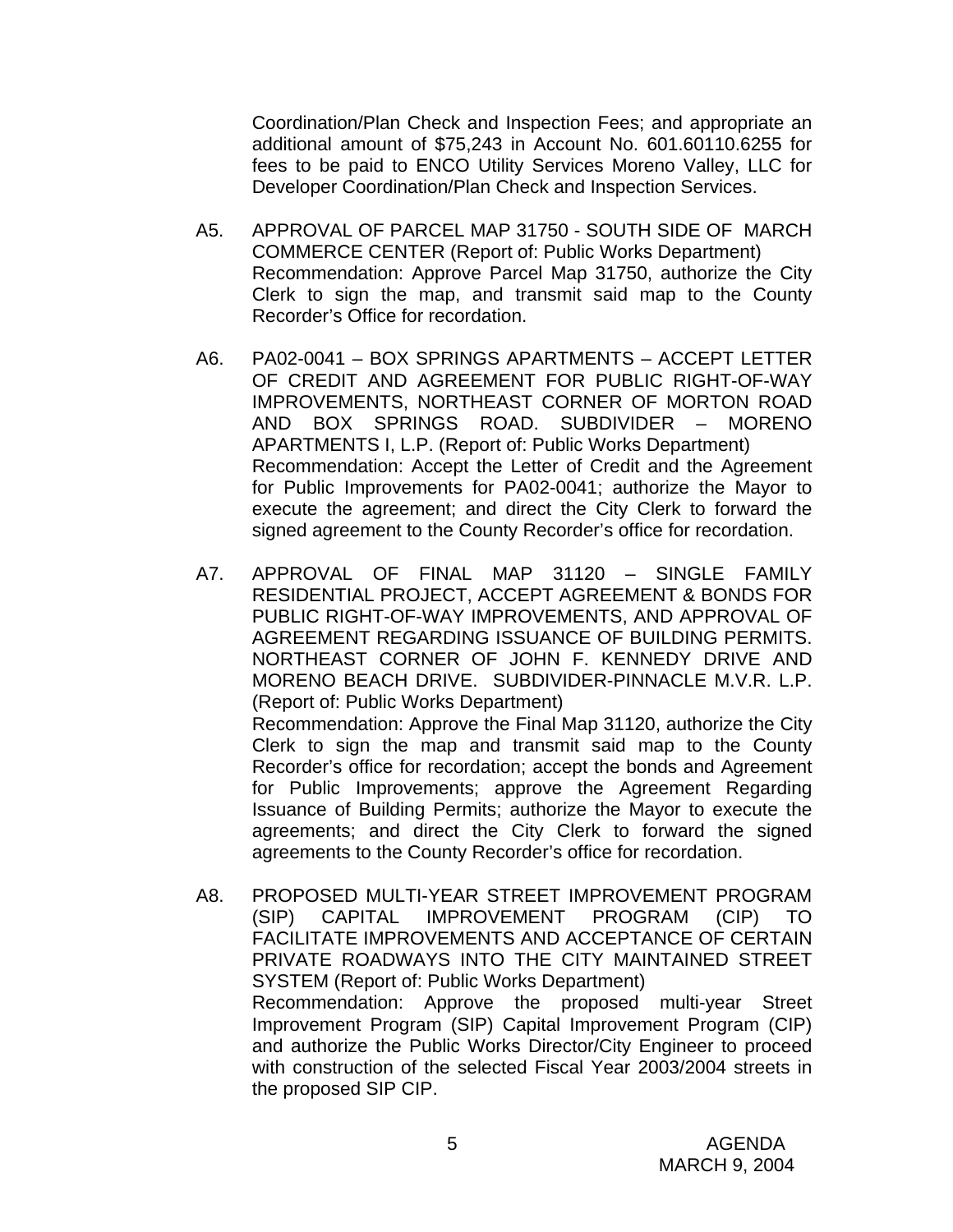Coordination/Plan Check and Inspection Fees; and appropriate an additional amount of $75,243 in Account No. 601.60110.6255 for fees to be paid to ENCO Utility Services Moreno Valley, LLC for Developer Coordination/Plan Check and Inspection Services.

A5. APPROVAL OF PARCEL MAP 31750 - SOUTH SIDE OF MARCH COMMERCE CENTER (Report of: Public Works Department)
Recommendation: Approve Parcel Map 31750, authorize the City Clerk to sign the map, and transmit said map to the County Recorder's Office for recordation.

A6. PA02-0041 – BOX SPRINGS APARTMENTS – ACCEPT LETTER OF CREDIT AND AGREEMENT FOR PUBLIC RIGHT-OF-WAY IMPROVEMENTS, NORTHEAST CORNER OF MORTON ROAD AND BOX SPRINGS ROAD. SUBDIVIDER – MORENO APARTMENTS I, L.P. (Report of: Public Works Department)
Recommendation: Accept the Letter of Credit and the Agreement for Public Improvements for PA02-0041; authorize the Mayor to execute the agreement; and direct the City Clerk to forward the signed agreement to the County Recorder's office for recordation.

A7. APPROVAL OF FINAL MAP 31120 – SINGLE FAMILY RESIDENTIAL PROJECT, ACCEPT AGREEMENT & BONDS FOR PUBLIC RIGHT-OF-WAY IMPROVEMENTS, AND APPROVAL OF AGREEMENT REGARDING ISSUANCE OF BUILDING PERMITS. NORTHEAST CORNER OF JOHN F. KENNEDY DRIVE AND MORENO BEACH DRIVE. SUBDIVIDER-PINNACLE M.V.R. L.P. (Report of: Public Works Department)
Recommendation: Approve the Final Map 31120, authorize the City Clerk to sign the map and transmit said map to the County Recorder's office for recordation; accept the bonds and Agreement for Public Improvements; approve the Agreement Regarding Issuance of Building Permits; authorize the Mayor to execute the agreements; and direct the City Clerk to forward the signed agreements to the County Recorder's office for recordation.

A8. PROPOSED MULTI-YEAR STREET IMPROVEMENT PROGRAM (SIP) CAPITAL IMPROVEMENT PROGRAM (CIP) TO FACILITATE IMPROVEMENTS AND ACCEPTANCE OF CERTAIN PRIVATE ROADWAYS INTO THE CITY MAINTAINED STREET SYSTEM (Report of: Public Works Department)
Recommendation: Approve the proposed multi-year Street Improvement Program (SIP) Capital Improvement Program (CIP) and authorize the Public Works Director/City Engineer to proceed with construction of the selected Fiscal Year 2003/2004 streets in the proposed SIP CIP.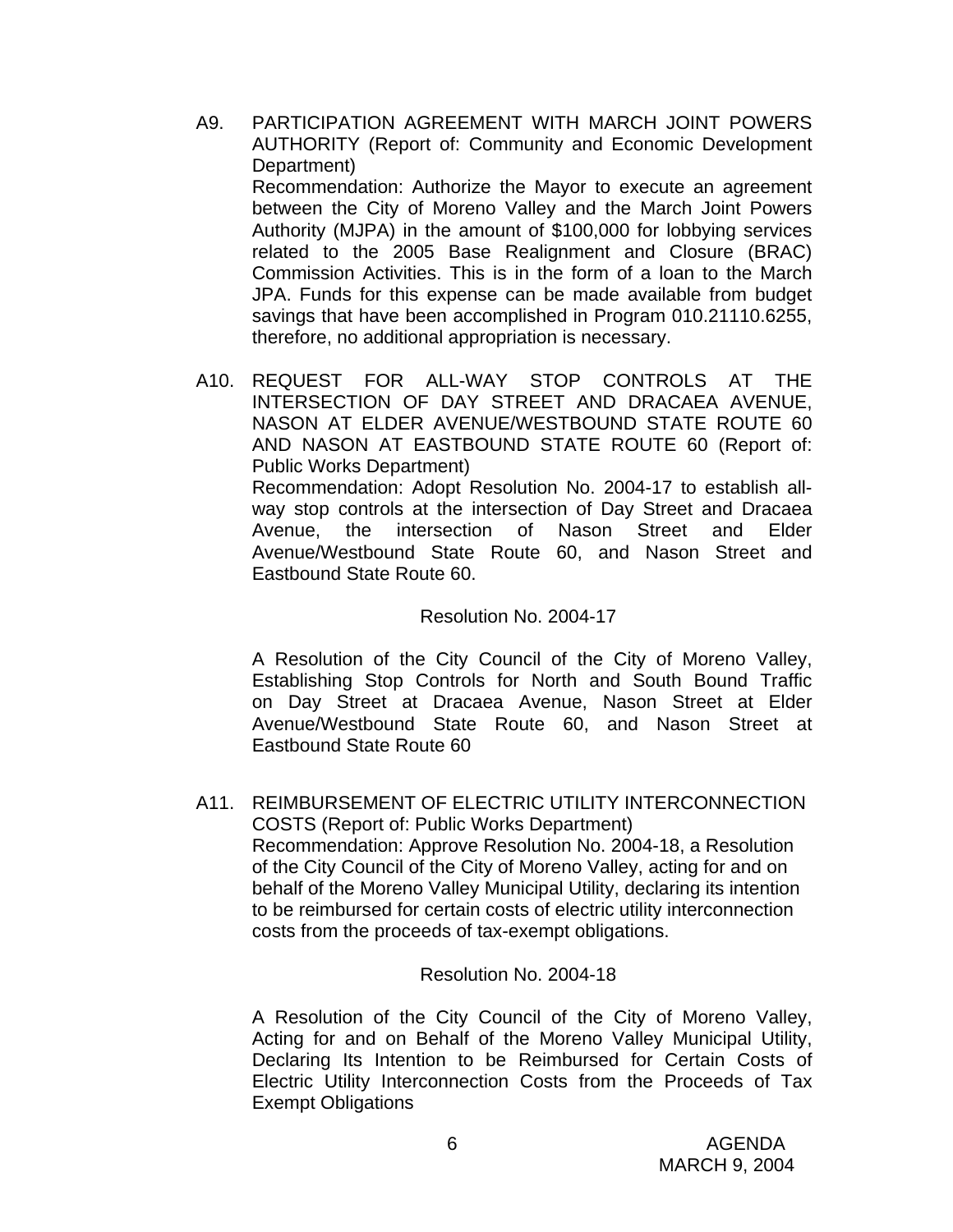A9. PARTICIPATION AGREEMENT WITH MARCH JOINT POWERS AUTHORITY (Report of: Community and Economic Development Department)
Recommendation: Authorize the Mayor to execute an agreement between the City of Moreno Valley and the March Joint Powers Authority (MJPA) in the amount of $100,000 for lobbying services related to the 2005 Base Realignment and Closure (BRAC) Commission Activities. This is in the form of a loan to the March JPA. Funds for this expense can be made available from budget savings that have been accomplished in Program 010.21110.6255, therefore, no additional appropriation is necessary.

A10. REQUEST FOR ALL-WAY STOP CONTROLS AT THE INTERSECTION OF DAY STREET AND DRACAEA AVENUE, NASON AT ELDER AVENUE/WESTBOUND STATE ROUTE 60 AND NASON AT EASTBOUND STATE ROUTE 60 (Report of: Public Works Department)
Recommendation: Adopt Resolution No. 2004-17 to establish all-way stop controls at the intersection of Day Street and Dracaea Avenue, the intersection of Nason Street and Elder Avenue/Westbound State Route 60, and Nason Street and Eastbound State Route 60.

Resolution No. 2004-17

A Resolution of the City Council of the City of Moreno Valley, Establishing Stop Controls for North and South Bound Traffic on Day Street at Dracaea Avenue, Nason Street at Elder Avenue/Westbound State Route 60, and Nason Street at Eastbound State Route 60

A11. REIMBURSEMENT OF ELECTRIC UTILITY INTERCONNECTION COSTS (Report of: Public Works Department)
Recommendation: Approve Resolution No. 2004-18, a Resolution of the City Council of the City of Moreno Valley, acting for and on behalf of the Moreno Valley Municipal Utility, declaring its intention to be reimbursed for certain costs of electric utility interconnection costs from the proceeds of tax-exempt obligations.

Resolution No. 2004-18

A Resolution of the City Council of the City of Moreno Valley, Acting for and on Behalf of the Moreno Valley Municipal Utility, Declaring Its Intention to be Reimbursed for Certain Costs of Electric Utility Interconnection Costs from the Proceeds of Tax Exempt Obligations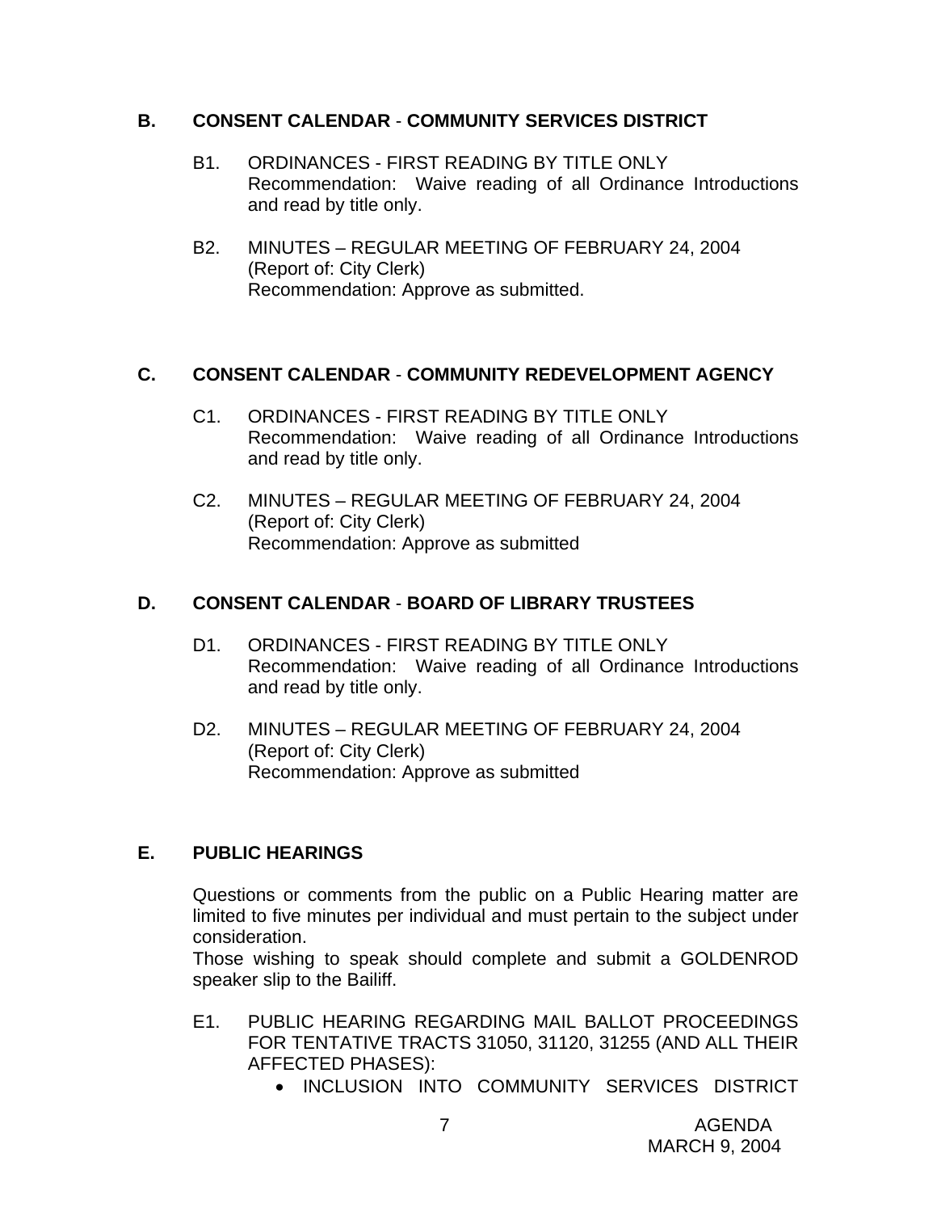## B. CONSENT CALENDAR - COMMUNITY SERVICES DISTRICT

B1. ORDINANCES - FIRST READING BY TITLE ONLY
Recommendation: Waive reading of all Ordinance Introductions and read by title only.

B2. MINUTES – REGULAR MEETING OF FEBRUARY 24, 2004
(Report of: City Clerk)
Recommendation: Approve as submitted.

## C. CONSENT CALENDAR - COMMUNITY REDEVELOPMENT AGENCY

C1. ORDINANCES - FIRST READING BY TITLE ONLY
Recommendation: Waive reading of all Ordinance Introductions and read by title only.

C2. MINUTES – REGULAR MEETING OF FEBRUARY 24, 2004
(Report of: City Clerk)
Recommendation: Approve as submitted

## D. CONSENT CALENDAR - BOARD OF LIBRARY TRUSTEES

D1. ORDINANCES - FIRST READING BY TITLE ONLY
Recommendation: Waive reading of all Ordinance Introductions and read by title only.

D2. MINUTES – REGULAR MEETING OF FEBRUARY 24, 2004
(Report of: City Clerk)
Recommendation: Approve as submitted

## E. PUBLIC HEARINGS

Questions or comments from the public on a Public Hearing matter are limited to five minutes per individual and must pertain to the subject under consideration.
Those wishing to speak should complete and submit a GOLDENROD speaker slip to the Bailiff.

E1. PUBLIC HEARING REGARDING MAIL BALLOT PROCEEDINGS FOR TENTATIVE TRACTS 31050, 31120, 31255 (AND ALL THEIR AFFECTED PHASES):

- INCLUSION INTO COMMUNITY SERVICES DISTRICT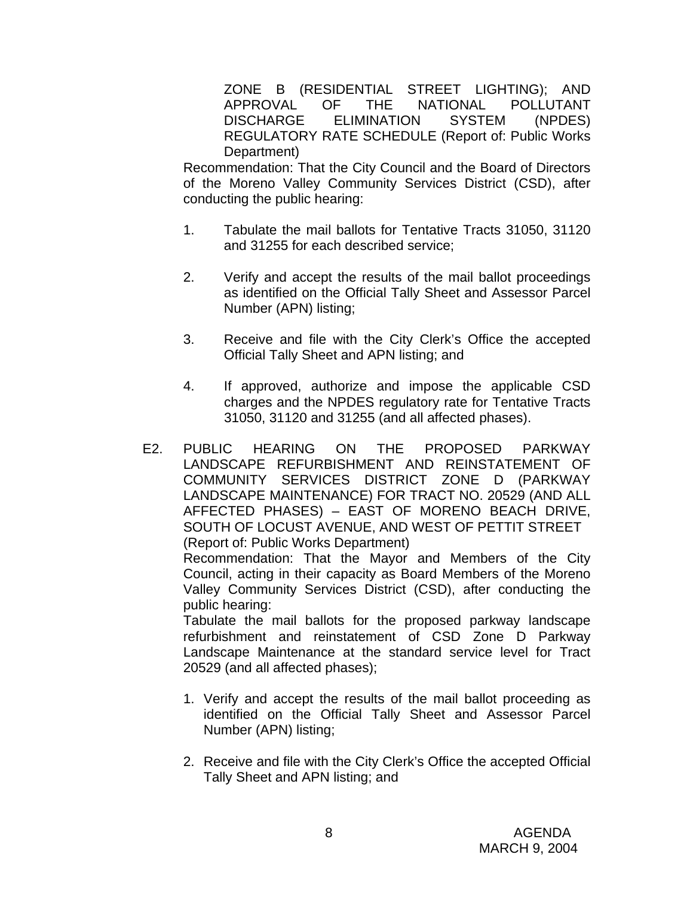ZONE B (RESIDENTIAL STREET LIGHTING); AND APPROVAL OF THE NATIONAL POLLUTANT DISCHARGE ELIMINATION SYSTEM (NPDES) REGULATORY RATE SCHEDULE (Report of: Public Works Department)

Recommendation: That the City Council and the Board of Directors of the Moreno Valley Community Services District (CSD), after conducting the public hearing:

1. Tabulate the mail ballots for Tentative Tracts 31050, 31120 and 31255 for each described service;

2. Verify and accept the results of the mail ballot proceedings as identified on the Official Tally Sheet and Assessor Parcel Number (APN) listing;

3. Receive and file with the City Clerk's Office the accepted Official Tally Sheet and APN listing; and

4. If approved, authorize and impose the applicable CSD charges and the NPDES regulatory rate for Tentative Tracts 31050, 31120 and 31255 (and all affected phases).

E2. PUBLIC HEARING ON THE PROPOSED PARKWAY LANDSCAPE REFURBISHMENT AND REINSTATEMENT OF COMMUNITY SERVICES DISTRICT ZONE D (PARKWAY LANDSCAPE MAINTENANCE) FOR TRACT NO. 20529 (AND ALL AFFECTED PHASES) – EAST OF MORENO BEACH DRIVE, SOUTH OF LOCUST AVENUE, AND WEST OF PETTIT STREET (Report of: Public Works Department)

Recommendation: That the Mayor and Members of the City Council, acting in their capacity as Board Members of the Moreno Valley Community Services District (CSD), after conducting the public hearing:

Tabulate the mail ballots for the proposed parkway landscape refurbishment and reinstatement of CSD Zone D Parkway Landscape Maintenance at the standard service level for Tract 20529 (and all affected phases);

1. Verify and accept the results of the mail ballot proceeding as identified on the Official Tally Sheet and Assessor Parcel Number (APN) listing;

2. Receive and file with the City Clerk's Office the accepted Official Tally Sheet and APN listing; and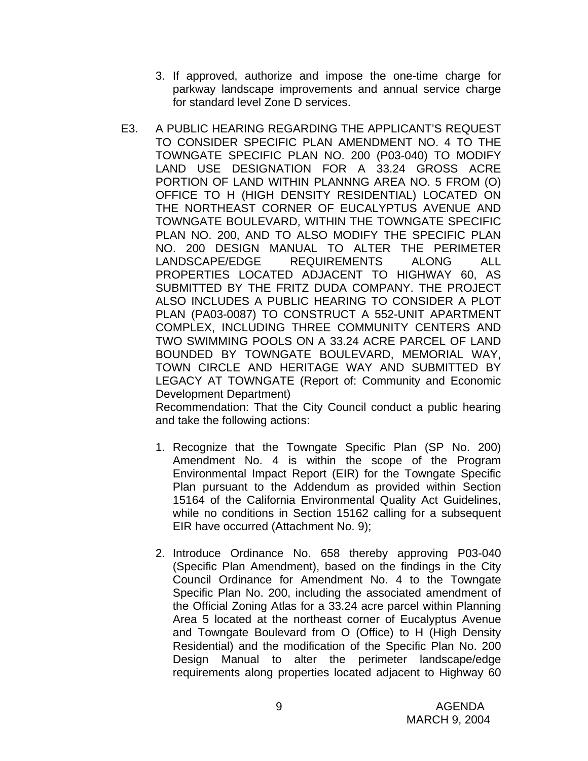3. If approved, authorize and impose the one-time charge for parkway landscape improvements and annual service charge for standard level Zone D services.

E3. A PUBLIC HEARING REGARDING THE APPLICANT'S REQUEST TO CONSIDER SPECIFIC PLAN AMENDMENT NO. 4 TO THE TOWNGATE SPECIFIC PLAN NO. 200 (P03-040) TO MODIFY LAND USE DESIGNATION FOR A 33.24 GROSS ACRE PORTION OF LAND WITHIN PLANNNG AREA NO. 5 FROM (O) OFFICE TO H (HIGH DENSITY RESIDENTIAL) LOCATED ON THE NORTHEAST CORNER OF EUCALYPTUS AVENUE AND TOWNGATE BOULEVARD, WITHIN THE TOWNGATE SPECIFIC PLAN NO. 200, AND TO ALSO MODIFY THE SPECIFIC PLAN NO. 200 DESIGN MANUAL TO ALTER THE PERIMETER LANDSCAPE/EDGE REQUIREMENTS ALONG ALL PROPERTIES LOCATED ADJACENT TO HIGHWAY 60, AS SUBMITTED BY THE FRITZ DUDA COMPANY. THE PROJECT ALSO INCLUDES A PUBLIC HEARING TO CONSIDER A PLOT PLAN (PA03-0087) TO CONSTRUCT A 552-UNIT APARTMENT COMPLEX, INCLUDING THREE COMMUNITY CENTERS AND TWO SWIMMING POOLS ON A 33.24 ACRE PARCEL OF LAND BOUNDED BY TOWNGATE BOULEVARD, MEMORIAL WAY, TOWN CIRCLE AND HERITAGE WAY AND SUBMITTED BY LEGACY AT TOWNGATE (Report of: Community and Economic Development Department)

Recommendation: That the City Council conduct a public hearing and take the following actions:

1. Recognize that the Towngate Specific Plan (SP No. 200) Amendment No. 4 is within the scope of the Program Environmental Impact Report (EIR) for the Towngate Specific Plan pursuant to the Addendum as provided within Section 15164 of the California Environmental Quality Act Guidelines, while no conditions in Section 15162 calling for a subsequent EIR have occurred (Attachment No. 9);

2. Introduce Ordinance No. 658 thereby approving P03-040 (Specific Plan Amendment), based on the findings in the City Council Ordinance for Amendment No. 4 to the Towngate Specific Plan No. 200, including the associated amendment of the Official Zoning Atlas for a 33.24 acre parcel within Planning Area 5 located at the northeast corner of Eucalyptus Avenue and Towngate Boulevard from O (Office) to H (High Density Residential) and the modification of the Specific Plan No. 200 Design Manual to alter the perimeter landscape/edge requirements along properties located adjacent to Highway 60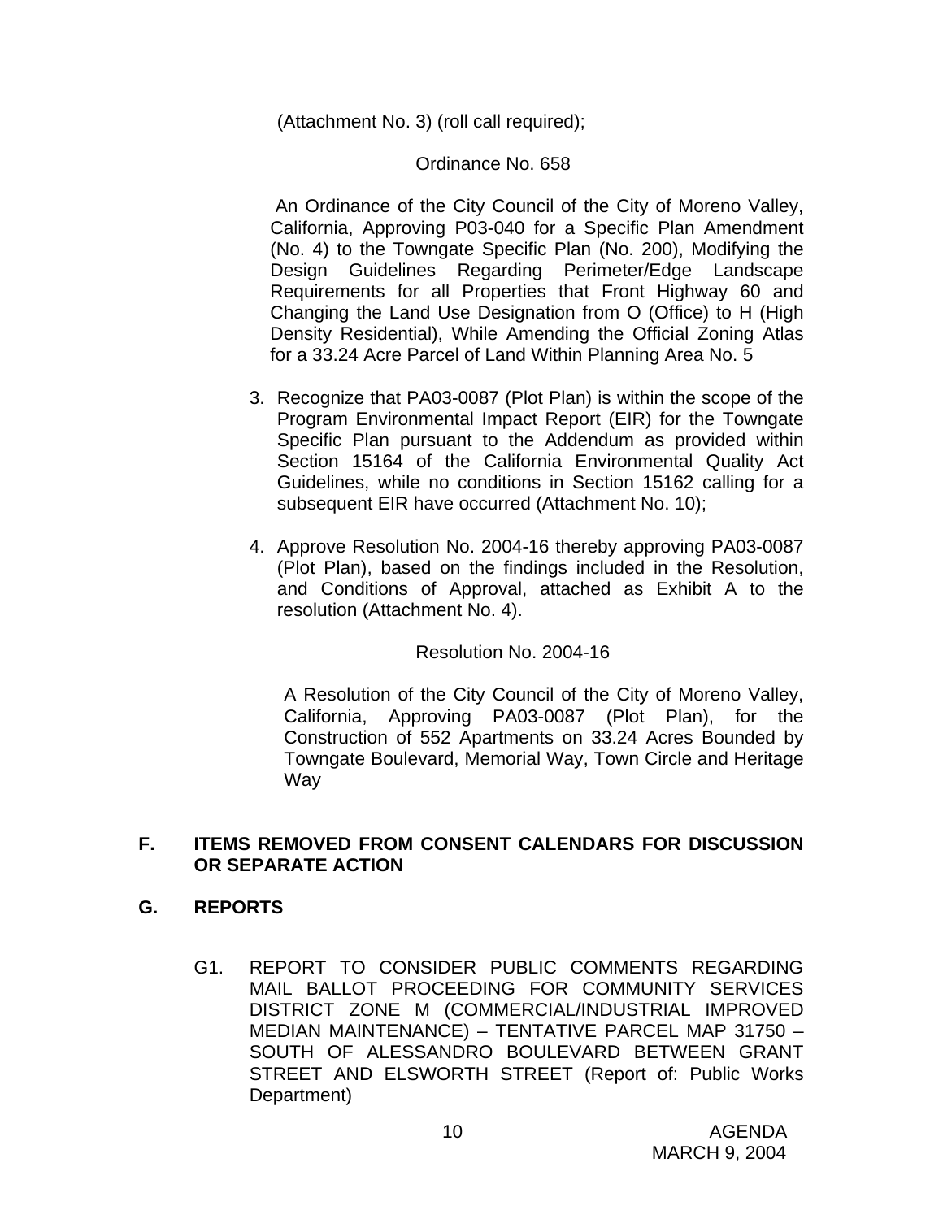(Attachment No. 3) (roll call required);

Ordinance No. 658

An Ordinance of the City Council of the City of Moreno Valley, California, Approving P03-040 for a Specific Plan Amendment (No. 4) to the Towngate Specific Plan (No. 200), Modifying the Design Guidelines Regarding Perimeter/Edge Landscape Requirements for all Properties that Front Highway 60 and Changing the Land Use Designation from O (Office) to H (High Density Residential), While Amending the Official Zoning Atlas for a 33.24 Acre Parcel of Land Within Planning Area No. 5

3. Recognize that PA03-0087 (Plot Plan) is within the scope of the Program Environmental Impact Report (EIR) for the Towngate Specific Plan pursuant to the Addendum as provided within Section 15164 of the California Environmental Quality Act Guidelines, while no conditions in Section 15162 calling for a subsequent EIR have occurred (Attachment No. 10);

4. Approve Resolution No. 2004-16 thereby approving PA03-0087 (Plot Plan), based on the findings included in the Resolution, and Conditions of Approval, attached as Exhibit A to the resolution (Attachment No. 4).

Resolution No. 2004-16

A Resolution of the City Council of the City of Moreno Valley, California, Approving PA03-0087 (Plot Plan), for the Construction of 552 Apartments on 33.24 Acres Bounded by Towngate Boulevard, Memorial Way, Town Circle and Heritage Way

## F. ITEMS REMOVED FROM CONSENT CALENDARS FOR DISCUSSION OR SEPARATE ACTION

## G. REPORTS

G1. REPORT TO CONSIDER PUBLIC COMMENTS REGARDING MAIL BALLOT PROCEEDING FOR COMMUNITY SERVICES DISTRICT ZONE M (COMMERCIAL/INDUSTRIAL IMPROVED MEDIAN MAINTENANCE) – TENTATIVE PARCEL MAP 31750 – SOUTH OF ALESSANDRO BOULEVARD BETWEEN GRANT STREET AND ELSWORTH STREET (Report of: Public Works Department)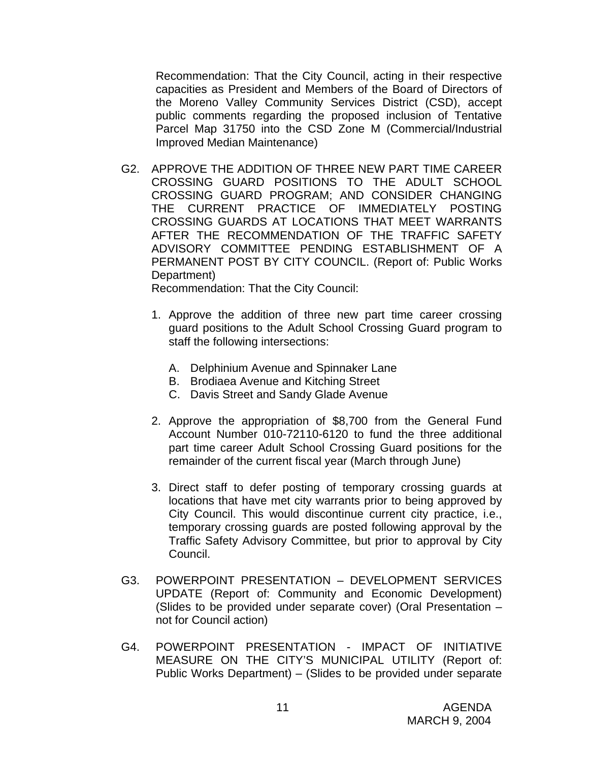Recommendation: That the City Council, acting in their respective capacities as President and Members of the Board of Directors of the Moreno Valley Community Services District (CSD), accept public comments regarding the proposed inclusion of Tentative Parcel Map 31750 into the CSD Zone M (Commercial/Industrial Improved Median Maintenance)

G2. APPROVE THE ADDITION OF THREE NEW PART TIME CAREER CROSSING GUARD POSITIONS TO THE ADULT SCHOOL CROSSING GUARD PROGRAM; AND CONSIDER CHANGING THE CURRENT PRACTICE OF IMMEDIATELY POSTING CROSSING GUARDS AT LOCATIONS THAT MEET WARRANTS AFTER THE RECOMMENDATION OF THE TRAFFIC SAFETY ADVISORY COMMITTEE PENDING ESTABLISHMENT OF A PERMANENT POST BY CITY COUNCIL. (Report of: Public Works Department)

Recommendation: That the City Council:

1. Approve the addition of three new part time career crossing guard positions to the Adult School Crossing Guard program to staff the following intersections:

   A. Delphinium Avenue and Spinnaker Lane
   B. Brodiaea Avenue and Kitching Street
   C. Davis Street and Sandy Glade Avenue

2. Approve the appropriation of $8,700 from the General Fund Account Number 010-72110-6120 to fund the three additional part time career Adult School Crossing Guard positions for the remainder of the current fiscal year (March through June)

3. Direct staff to defer posting of temporary crossing guards at locations that have met city warrants prior to being approved by City Council. This would discontinue current city practice, i.e., temporary crossing guards are posted following approval by the Traffic Safety Advisory Committee, but prior to approval by City Council.

G3. POWERPOINT PRESENTATION – DEVELOPMENT SERVICES UPDATE (Report of: Community and Economic Development) (Slides to be provided under separate cover) (Oral Presentation – not for Council action)

G4. POWERPOINT PRESENTATION - IMPACT OF INITIATIVE MEASURE ON THE CITY'S MUNICIPAL UTILITY (Report of: Public Works Department) – (Slides to be provided under separate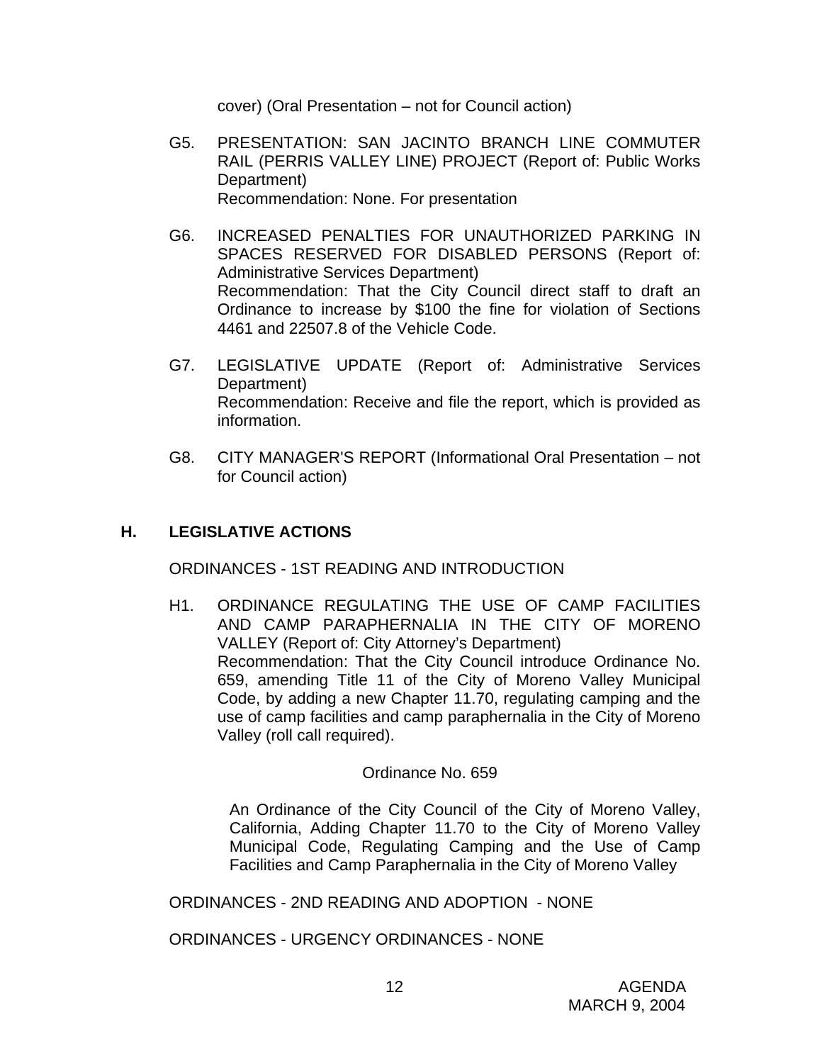cover) (Oral Presentation – not for Council action)

G5. PRESENTATION: SAN JACINTO BRANCH LINE COMMUTER RAIL (PERRIS VALLEY LINE) PROJECT (Report of: Public Works Department)
Recommendation: None. For presentation

G6. INCREASED PENALTIES FOR UNAUTHORIZED PARKING IN SPACES RESERVED FOR DISABLED PERSONS (Report of: Administrative Services Department)
Recommendation: That the City Council direct staff to draft an Ordinance to increase by $100 the fine for violation of Sections 4461 and 22507.8 of the Vehicle Code.

G7. LEGISLATIVE UPDATE (Report of: Administrative Services Department)
Recommendation: Receive and file the report, which is provided as information.

G8. CITY MANAGER'S REPORT (Informational Oral Presentation – not for Council action)

## H. LEGISLATIVE ACTIONS

ORDINANCES - 1ST READING AND INTRODUCTION

H1. ORDINANCE REGULATING THE USE OF CAMP FACILITIES AND CAMP PARAPHERNALIA IN THE CITY OF MORENO VALLEY (Report of: City Attorney's Department)
Recommendation: That the City Council introduce Ordinance No. 659, amending Title 11 of the City of Moreno Valley Municipal Code, by adding a new Chapter 11.70, regulating camping and the use of camp facilities and camp paraphernalia in the City of Moreno Valley (roll call required).

Ordinance No. 659

An Ordinance of the City Council of the City of Moreno Valley, California, Adding Chapter 11.70 to the City of Moreno Valley Municipal Code, Regulating Camping and the Use of Camp Facilities and Camp Paraphernalia in the City of Moreno Valley

ORDINANCES - 2ND READING AND ADOPTION - NONE

ORDINANCES - URGENCY ORDINANCES - NONE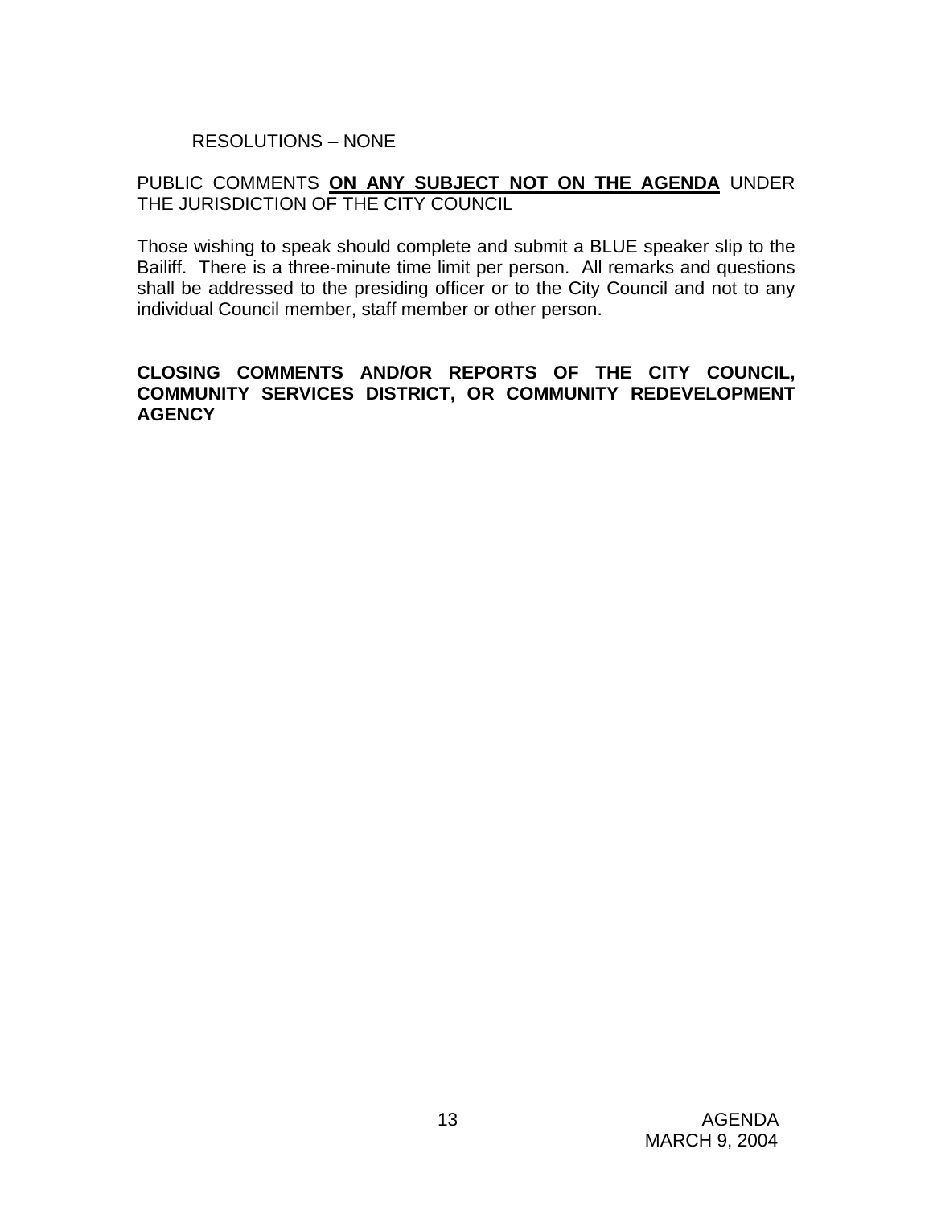RESOLUTIONS – NONE

PUBLIC COMMENTS **ON ANY SUBJECT NOT ON THE AGENDA** UNDER THE JURISDICTION OF THE CITY COUNCIL

Those wishing to speak should complete and submit a BLUE speaker slip to the Bailiff. There is a three-minute time limit per person. All remarks and questions shall be addressed to the presiding officer or to the City Council and not to any individual Council member, staff member or other person.

**CLOSING COMMENTS AND/OR REPORTS OF THE CITY COUNCIL, COMMUNITY SERVICES DISTRICT, OR COMMUNITY REDEVELOPMENT AGENCY**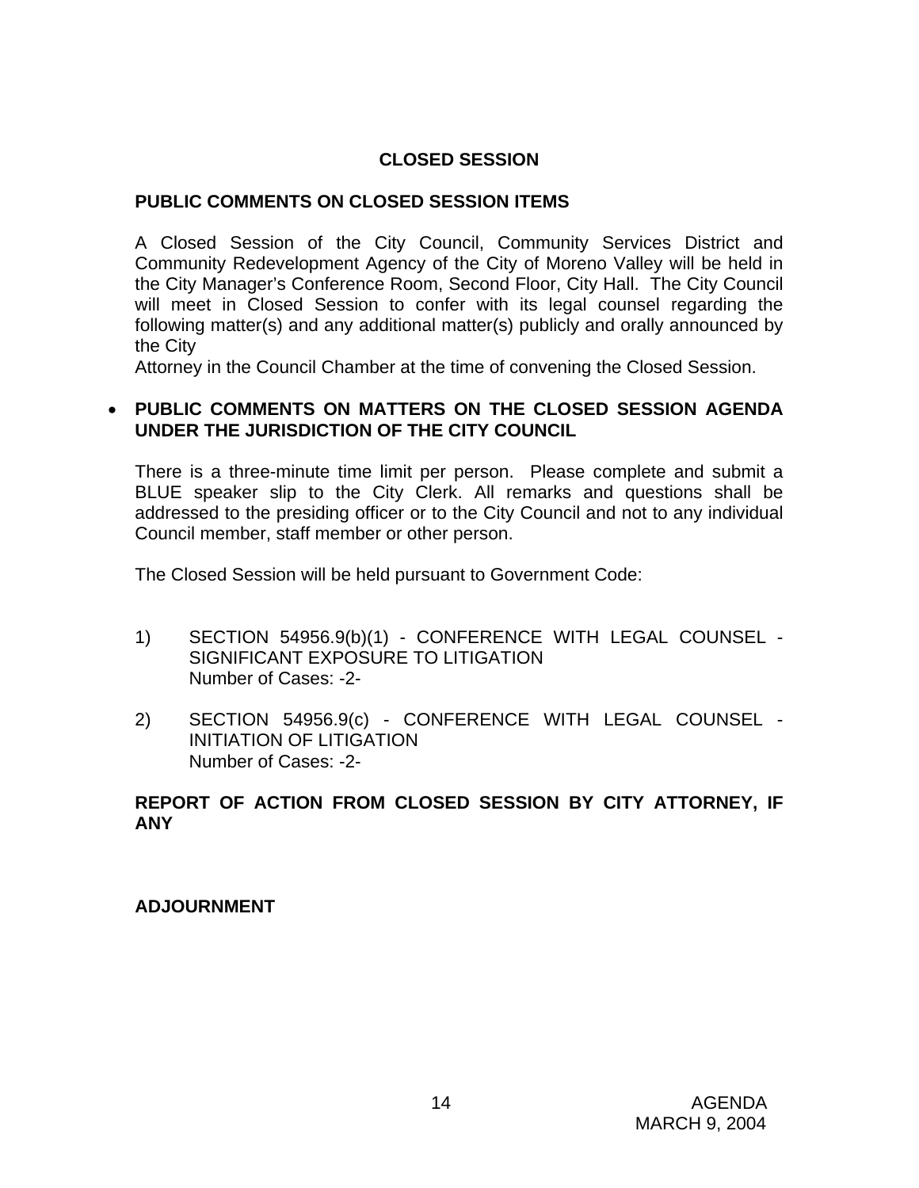## CLOSED SESSION

**PUBLIC COMMENTS ON CLOSED SESSION ITEMS**

A Closed Session of the City Council, Community Services District and Community Redevelopment Agency of the City of Moreno Valley will be held in the City Manager's Conference Room, Second Floor, City Hall. The City Council will meet in Closed Session to confer with its legal counsel regarding the following matter(s) and any additional matter(s) publicly and orally announced by the City
Attorney in the Council Chamber at the time of convening the Closed Session.

- **PUBLIC COMMENTS ON MATTERS ON THE CLOSED SESSION AGENDA UNDER THE JURISDICTION OF THE CITY COUNCIL**

There is a three-minute time limit per person. Please complete and submit a BLUE speaker slip to the City Clerk. All remarks and questions shall be addressed to the presiding officer or to the City Council and not to any individual Council member, staff member or other person.

The Closed Session will be held pursuant to Government Code:

1) SECTION 54956.9(b)(1) - CONFERENCE WITH LEGAL COUNSEL - SIGNIFICANT EXPOSURE TO LITIGATION
   Number of Cases: -2-

2) SECTION 54956.9(c) - CONFERENCE WITH LEGAL COUNSEL - INITIATION OF LITIGATION
   Number of Cases: -2-

**REPORT OF ACTION FROM CLOSED SESSION BY CITY ATTORNEY, IF ANY**

**ADJOURNMENT**